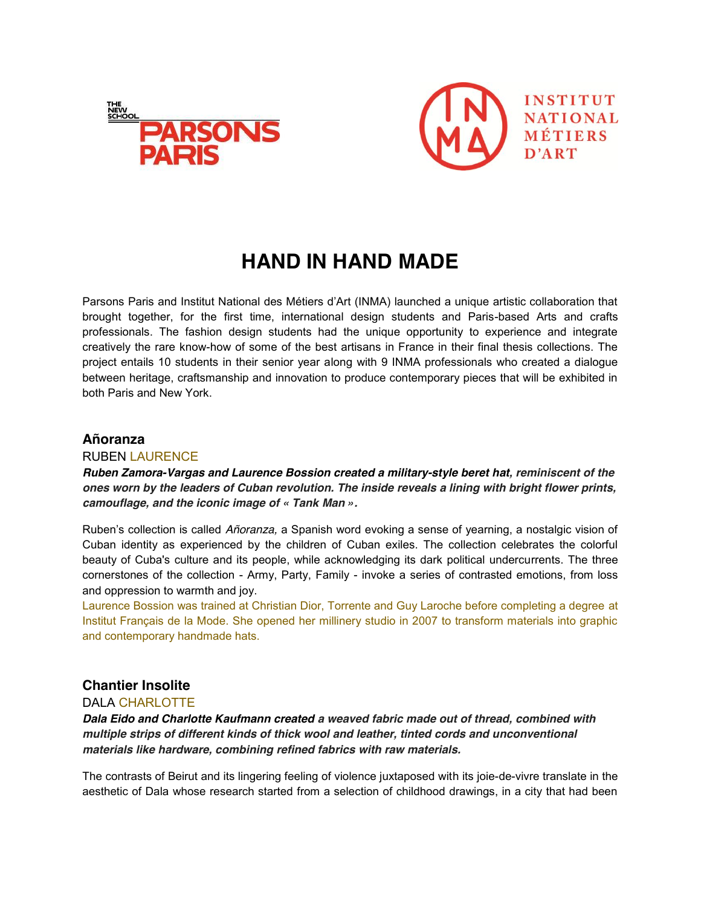# HAND IN HAND MADE

Parsons Paris and Institut National des Métiers d'Art (INMA) launched a unique artistic collaboration that brought together, for the first time, international design students and Paris-based Arts and crafts professionals. The fashion design students had the unique opportunity to experience and integrate creatively the rare know-how of some of the best artisans in France in their final thesis collections. The project entails 10 students in their senior year along with 9 INMA professionals who created a dialogue between heritage, craftsmanship and innovation to produce contemporary pieces that will be exhibited in both Paris and New York.

## Añoranza

RUBEN LAURENCE

***Ruben Zamora-Vargas and Laurence Bossion created a military-style beret hat, reminiscent of the ones worn by the leaders of Cuban revolution. The inside reveals a lining with bright flower prints, camouflage, and the iconic image of « Tank Man ».***

Ruben's collection is called *Añoranza,* a Spanish word evoking a sense of yearning, a nostalgic vision of Cuban identity as experienced by the children of Cuban exiles. The collection celebrates the colorful beauty of Cuba's culture and its people, while acknowledging its dark political undercurrents. The three cornerstones of the collection - Army, Party, Family - invoke a series of contrasted emotions, from loss and oppression to warmth and joy.

Laurence Bossion was trained at Christian Dior, Torrente and Guy Laroche before completing a degree at Institut Français de la Mode. She opened her millinery studio in 2007 to transform materials into graphic and contemporary handmade hats.

## Chantier Insolite

DALA CHARLOTTE

***Dala Eido and Charlotte Kaufmann created a weaved fabric made out of thread, combined with multiple strips of different kinds of thick wool and leather, tinted cords and unconventional materials like hardware, combining refined fabrics with raw materials.***

The contrasts of Beirut and its lingering feeling of violence juxtaposed with its joie-de-vivre translate in the aesthetic of Dala whose research started from a selection of childhood drawings, in a city that had been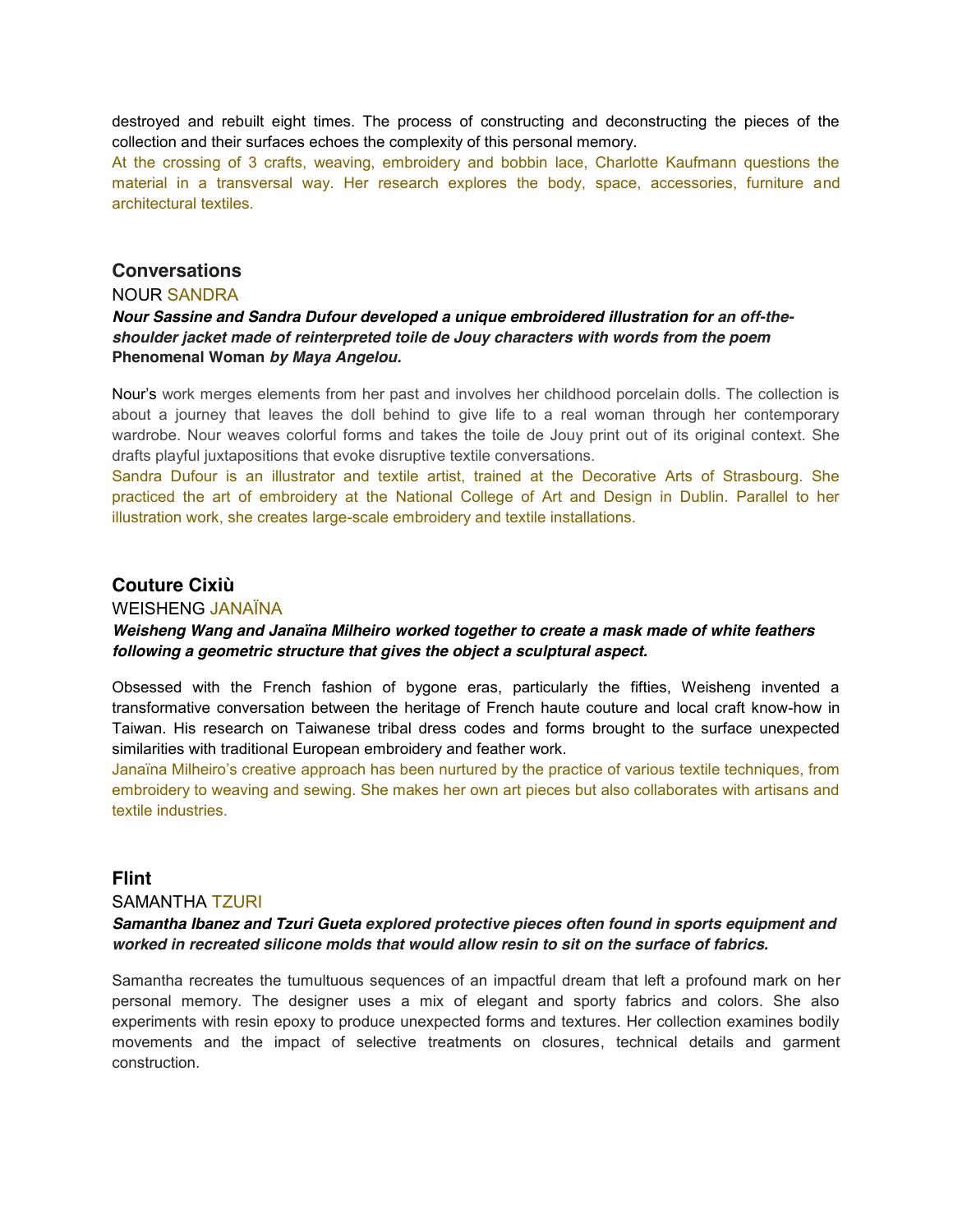destroyed and rebuilt eight times. The process of constructing and deconstructing the pieces of the collection and their surfaces echoes the complexity of this personal memory.

At the crossing of 3 crafts, weaving, embroidery and bobbin lace, Charlotte Kaufmann questions the material in a transversal way. Her research explores the body, space, accessories, furniture and architectural textiles.

### Conversations

NOUR SANDRA

***Nour Sassine and Sandra Dufour developed a unique embroidered illustration for an off-the-shoulder jacket made of reinterpreted toile de Jouy characters with words from the poem* Phenomenal Woman *by Maya Angelou.***

Nour's work merges elements from her past and involves her childhood porcelain dolls. The collection is about a journey that leaves the doll behind to give life to a real woman through her contemporary wardrobe. Nour weaves colorful forms and takes the toile de Jouy print out of its original context. She drafts playful juxtapositions that evoke disruptive textile conversations.

Sandra Dufour is an illustrator and textile artist, trained at the Decorative Arts of Strasbourg. She practiced the art of embroidery at the National College of Art and Design in Dublin. Parallel to her illustration work, she creates large-scale embroidery and textile installations.

### Couture Cixiù

WEISHENG JANAÏNA

***Weisheng Wang and Janaïna Milheiro worked together to create a mask made of white feathers following a geometric structure that gives the object a sculptural aspect.***

Obsessed with the French fashion of bygone eras, particularly the fifties, Weisheng invented a transformative conversation between the heritage of French haute couture and local craft know-how in Taiwan. His research on Taiwanese tribal dress codes and forms brought to the surface unexpected similarities with traditional European embroidery and feather work.

Janaïna Milheiro's creative approach has been nurtured by the practice of various textile techniques, from embroidery to weaving and sewing. She makes her own art pieces but also collaborates with artisans and textile industries.

### Flint

SAMANTHA TZURI

***Samantha Ibanez and Tzuri Gueta explored protective pieces often found in sports equipment and worked in recreated silicone molds that would allow resin to sit on the surface of fabrics.***

Samantha recreates the tumultuous sequences of an impactful dream that left a profound mark on her personal memory. The designer uses a mix of elegant and sporty fabrics and colors. She also experiments with resin epoxy to produce unexpected forms and textures. Her collection examines bodily movements and the impact of selective treatments on closures, technical details and garment construction.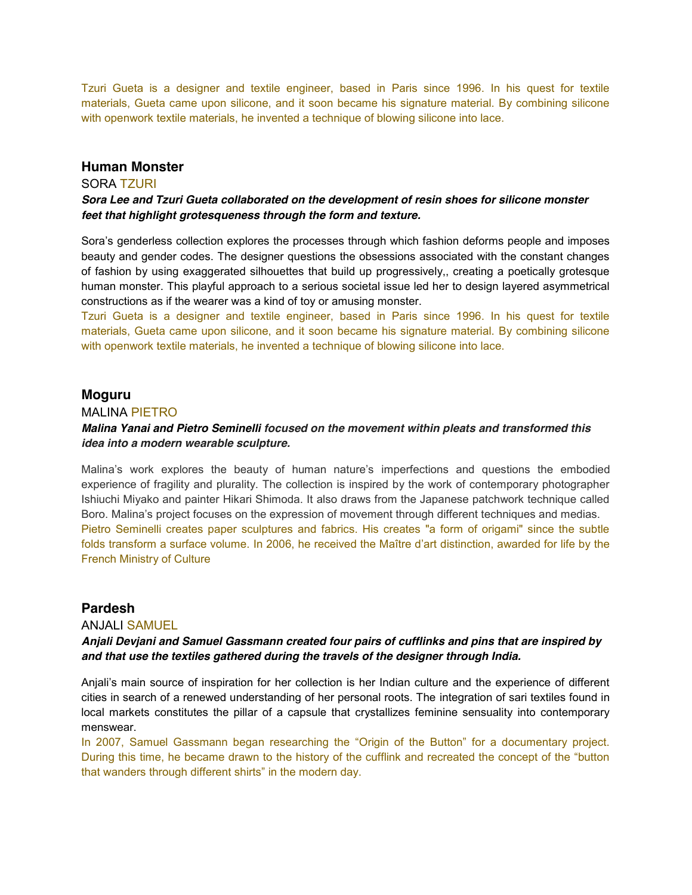Tzuri Gueta is a designer and textile engineer, based in Paris since 1996. In his quest for textile materials, Gueta came upon silicone, and it soon became his signature material. By combining silicone with openwork textile materials, he invented a technique of blowing silicone into lace.

### Human Monster

SORA TZURI

***Sora Lee and Tzuri Gueta collaborated on the development of resin shoes for silicone monster feet that highlight grotesqueness through the form and texture.***

Sora's genderless collection explores the processes through which fashion deforms people and imposes beauty and gender codes. The designer questions the obsessions associated with the constant changes of fashion by using exaggerated silhouettes that build up progressively,, creating a poetically grotesque human monster. This playful approach to a serious societal issue led her to design layered asymmetrical constructions as if the wearer was a kind of toy or amusing monster.

Tzuri Gueta is a designer and textile engineer, based in Paris since 1996. In his quest for textile materials, Gueta came upon silicone, and it soon became his signature material. By combining silicone with openwork textile materials, he invented a technique of blowing silicone into lace.

### Moguru

MALINA PIETRO

***Malina Yanai and Pietro Seminelli** focused on the movement within pleats and transformed this idea into a modern wearable sculpture.*

Malina's work explores the beauty of human nature's imperfections and questions the embodied experience of fragility and plurality. The collection is inspired by the work of contemporary photographer Ishiuchi Miyako and painter Hikari Shimoda. It also draws from the Japanese patchwork technique called Boro. Malina's project focuses on the expression of movement through different techniques and medias.

Pietro Seminelli creates paper sculptures and fabrics. His creates "a form of origami" since the subtle folds transform a surface volume. In 2006, he received the Maître d'art distinction, awarded for life by the French Ministry of Culture

### Pardesh

ANJALI SAMUEL

***Anjali Devjani and Samuel Gassmann created four pairs of cufflinks and pins that are inspired by and that use the textiles gathered during the travels of the designer through India.***

Anjali's main source of inspiration for her collection is her Indian culture and the experience of different cities in search of a renewed understanding of her personal roots. The integration of sari textiles found in local markets constitutes the pillar of a capsule that crystallizes feminine sensuality into contemporary menswear.

In 2007, Samuel Gassmann began researching the "Origin of the Button" for a documentary project. During this time, he became drawn to the history of the cufflink and recreated the concept of the "button that wanders through different shirts" in the modern day.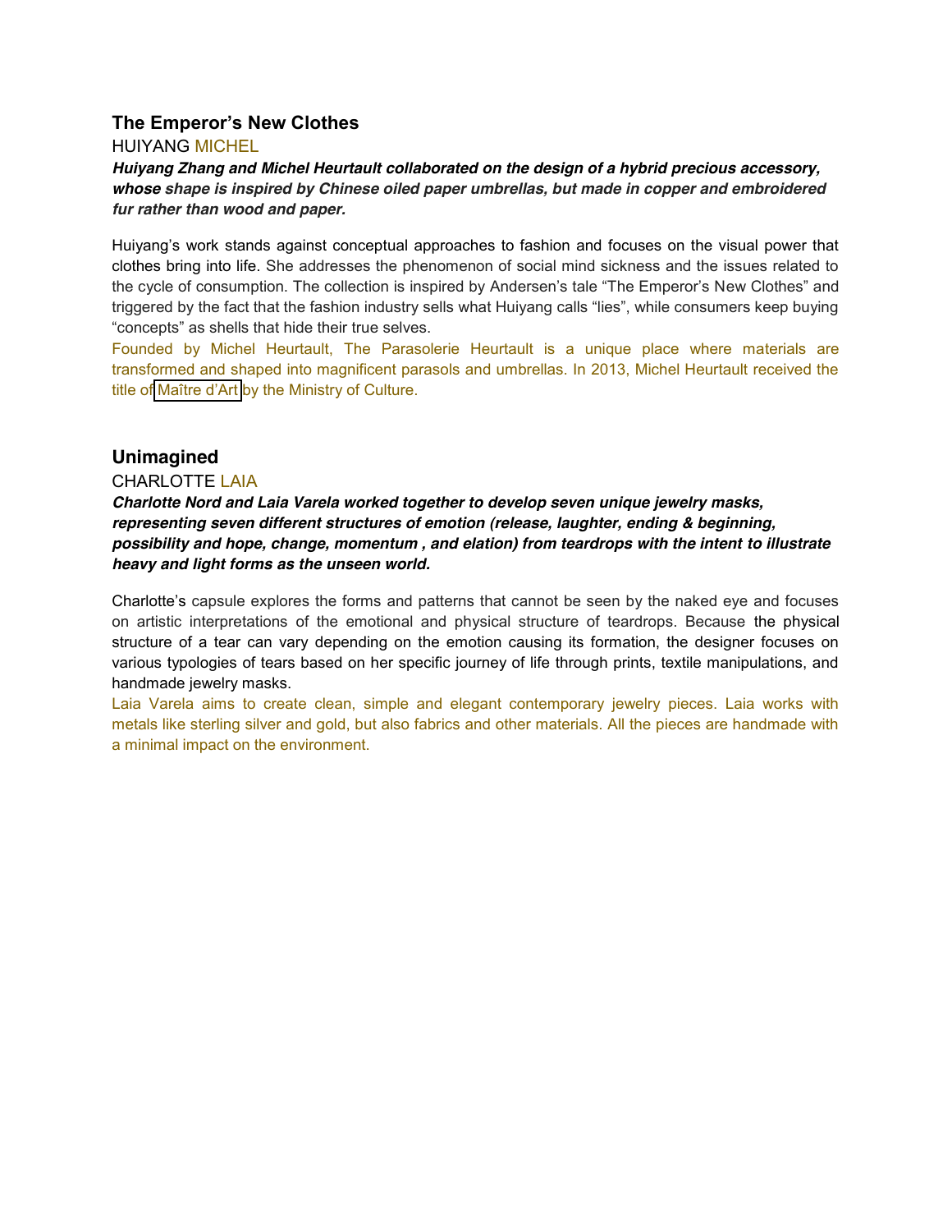### The Emperor's New Clothes

HUIYANG MICHEL

***Huiyang Zhang and Michel Heurtault collaborated on the design of a hybrid precious accessory, whose shape is inspired by Chinese oiled paper umbrellas, but made in copper and embroidered fur rather than wood and paper.***

Huiyang's work stands against conceptual approaches to fashion and focuses on the visual power that clothes bring into life. She addresses the phenomenon of social mind sickness and the issues related to the cycle of consumption. The collection is inspired by Andersen's tale "The Emperor's New Clothes" and triggered by the fact that the fashion industry sells what Huiyang calls "lies", while consumers keep buying "concepts" as shells that hide their true selves.

Founded by Michel Heurtault, The Parasolerie Heurtault is a unique place where materials are transformed and shaped into magnificent parasols and umbrellas. In 2013, Michel Heurtault received the title of Maître d'Art by the Ministry of Culture.

### Unimagined

CHARLOTTE LAIA

***Charlotte Nord and Laia Varela worked together to develop seven unique jewelry masks, representing seven different structures of emotion (release, laughter, ending & beginning, possibility and hope, change, momentum , and elation) from teardrops with the intent to illustrate heavy and light forms as the unseen world.***

Charlotte's capsule explores the forms and patterns that cannot be seen by the naked eye and focuses on artistic interpretations of the emotional and physical structure of teardrops. Because the physical structure of a tear can vary depending on the emotion causing its formation, the designer focuses on various typologies of tears based on her specific journey of life through prints, textile manipulations, and handmade jewelry masks.

Laia Varela aims to create clean, simple and elegant contemporary jewelry pieces. Laia works with metals like sterling silver and gold, but also fabrics and other materials. All the pieces are handmade with a minimal impact on the environment.